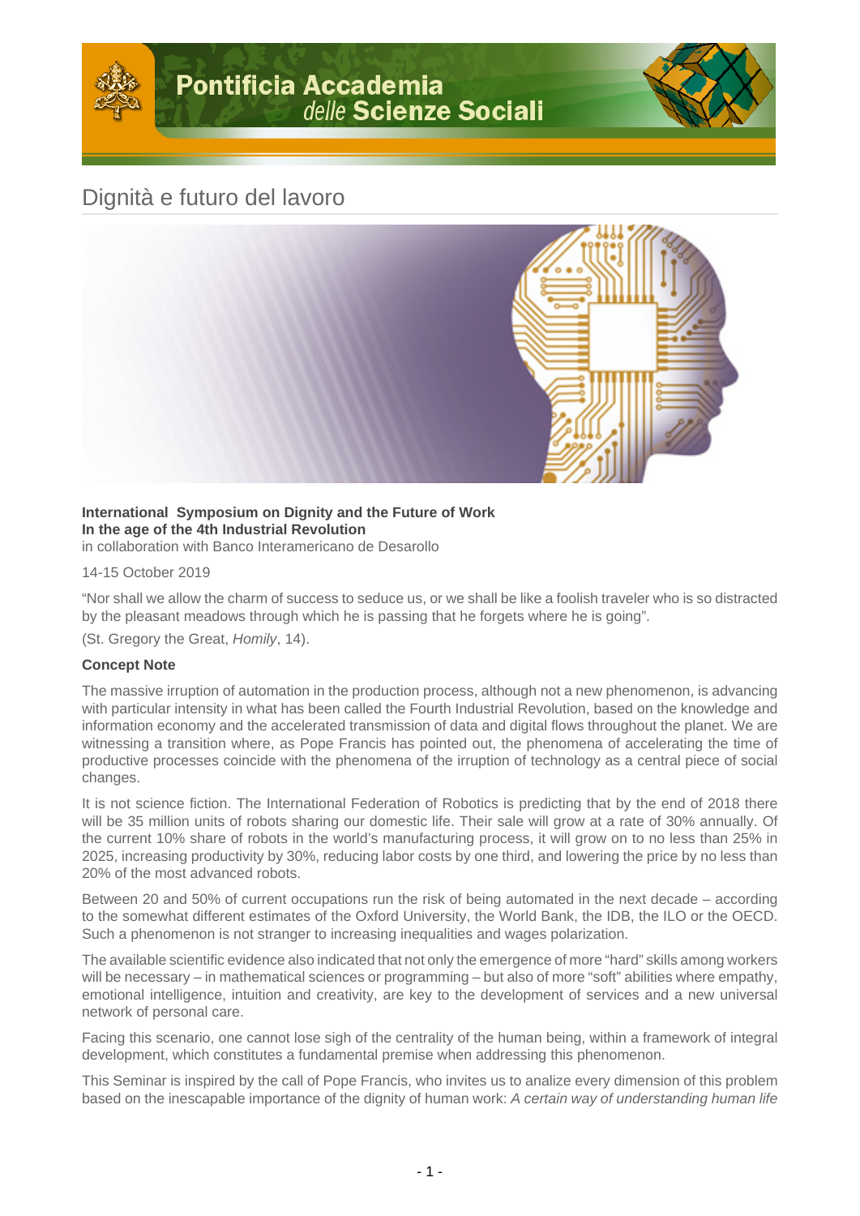Pontificia Accademia *delle* Scienze Sociali

# Dignità e futuro del lavoro

**International Symposium on Dignity and the Future of Work**
**In the age of the 4th Industrial Revolution**
in collaboration with Banco Interamericano de Desarollo

14-15 October 2019

“Nor shall we allow the charm of success to seduce us, or we shall be like a foolish traveler who is so distracted by the pleasant meadows through which he is passing that he forgets where he is going”.

(St. Gregory the Great, *Homily*, 14).

**Concept Note**

The massive irruption of automation in the production process, although not a new phenomenon, is advancing with particular intensity in what has been called the Fourth Industrial Revolution, based on the knowledge and information economy and the accelerated transmission of data and digital flows throughout the planet. We are witnessing a transition where, as Pope Francis has pointed out, the phenomena of accelerating the time of productive processes coincide with the phenomena of the irruption of technology as a central piece of social changes.

It is not science fiction. The International Federation of Robotics is predicting that by the end of 2018 there will be 35 million units of robots sharing our domestic life. Their sale will grow at a rate of 30% annually. Of the current 10% share of robots in the world’s manufacturing process, it will grow on to no less than 25% in 2025, increasing productivity by 30%, reducing labor costs by one third, and lowering the price by no less than 20% of the most advanced robots.

Between 20 and 50% of current occupations run the risk of being automated in the next decade – according to the somewhat different estimates of the Oxford University, the World Bank, the IDB, the ILO or the OECD. Such a phenomenon is not stranger to increasing inequalities and wages polarization.

The available scientific evidence also indicated that not only the emergence of more “hard” skills among workers will be necessary – in mathematical sciences or programming – but also of more “soft” abilities where empathy, emotional intelligence, intuition and creativity, are key to the development of services and a new universal network of personal care.

Facing this scenario, one cannot lose sigh of the centrality of the human being, within a framework of integral development, which constitutes a fundamental premise when addressing this phenomenon.

This Seminar is inspired by the call of Pope Francis, who invites us to analize every dimension of this problem based on the inescapable importance of the dignity of human work: *A certain way of understanding human life*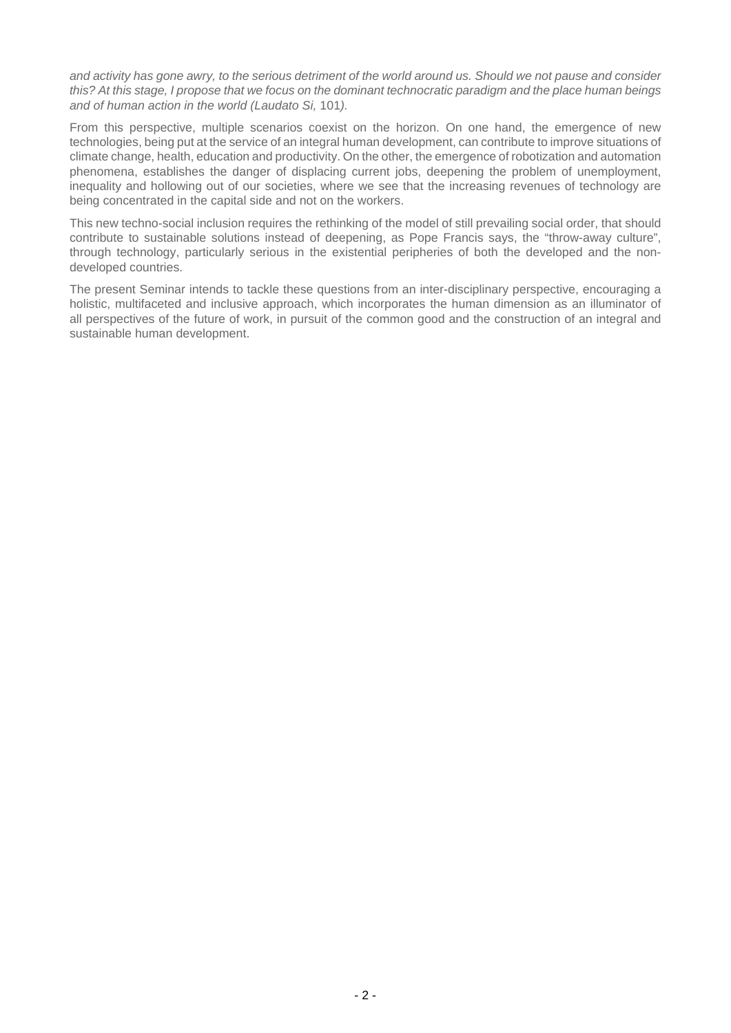*and activity has gone awry, to the serious detriment of the world around us. Should we not pause and consider this? At this stage, I propose that we focus on the dominant technocratic paradigm and the place human beings and of human action in the world (Laudato Si,* 101*).*

From this perspective, multiple scenarios coexist on the horizon. On one hand, the emergence of new technologies, being put at the service of an integral human development, can contribute to improve situations of climate change, health, education and productivity. On the other, the emergence of robotization and automation phenomena, establishes the danger of displacing current jobs, deepening the problem of unemployment, inequality and hollowing out of our societies, where we see that the increasing revenues of technology are being concentrated in the capital side and not on the workers.

This new techno-social inclusion requires the rethinking of the model of still prevailing social order, that should contribute to sustainable solutions instead of deepening, as Pope Francis says, the "throw-away culture", through technology, particularly serious in the existential peripheries of both the developed and the non-developed countries.

The present Seminar intends to tackle these questions from an inter-disciplinary perspective, encouraging a holistic, multifaceted and inclusive approach, which incorporates the human dimension as an illuminator of all perspectives of the future of work, in pursuit of the common good and the construction of an integral and sustainable human development.